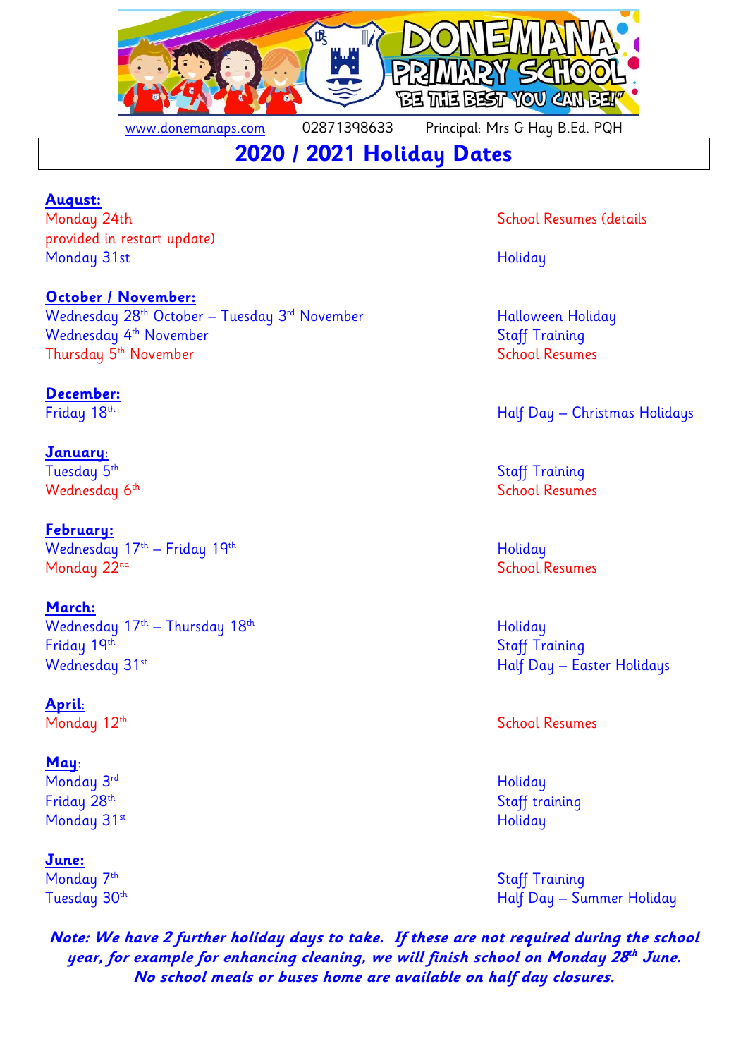DONEMANA PRIMARY SCHOOL
"BE THE BEST YOU CAN BE!"

www.donemanaps.com 02871398633 Principal: Mrs G Hay B.Ed. PQH

# 2020 / 2021 Holiday Dates

**August:**

Monday 24th — School Resumes (details provided in restart update)

Monday 31st — Holiday

**October / November:**

Wednesday 28th October – Tuesday 3rd November — Halloween Holiday

Wednesday 4th November — Staff Training

Thursday 5th November — School Resumes

**December:**

Friday 18th — Half Day – Christmas Holidays

**January:**

Tuesday 5th — Staff Training

Wednesday 6th — School Resumes

**February:**

Wednesday 17th – Friday 19th — Holiday

Monday 22nd — School Resumes

**March:**

Wednesday 17th – Thursday 18th — Holiday

Friday 19th — Staff Training

Wednesday 31st — Half Day – Easter Holidays

**April:**

Monday 12th — School Resumes

**May:**

Monday 3rd — Holiday

Friday 28th — Staff training

Monday 31st — Holiday

**June:**

Monday 7th — Staff Training

Tuesday 30th — Half Day – Summer Holiday

***Note: We have 2 further holiday days to take. If these are not required during the school year, for example for enhancing cleaning, we will finish school on Monday 28th June. No school meals or buses home are available on half day closures.***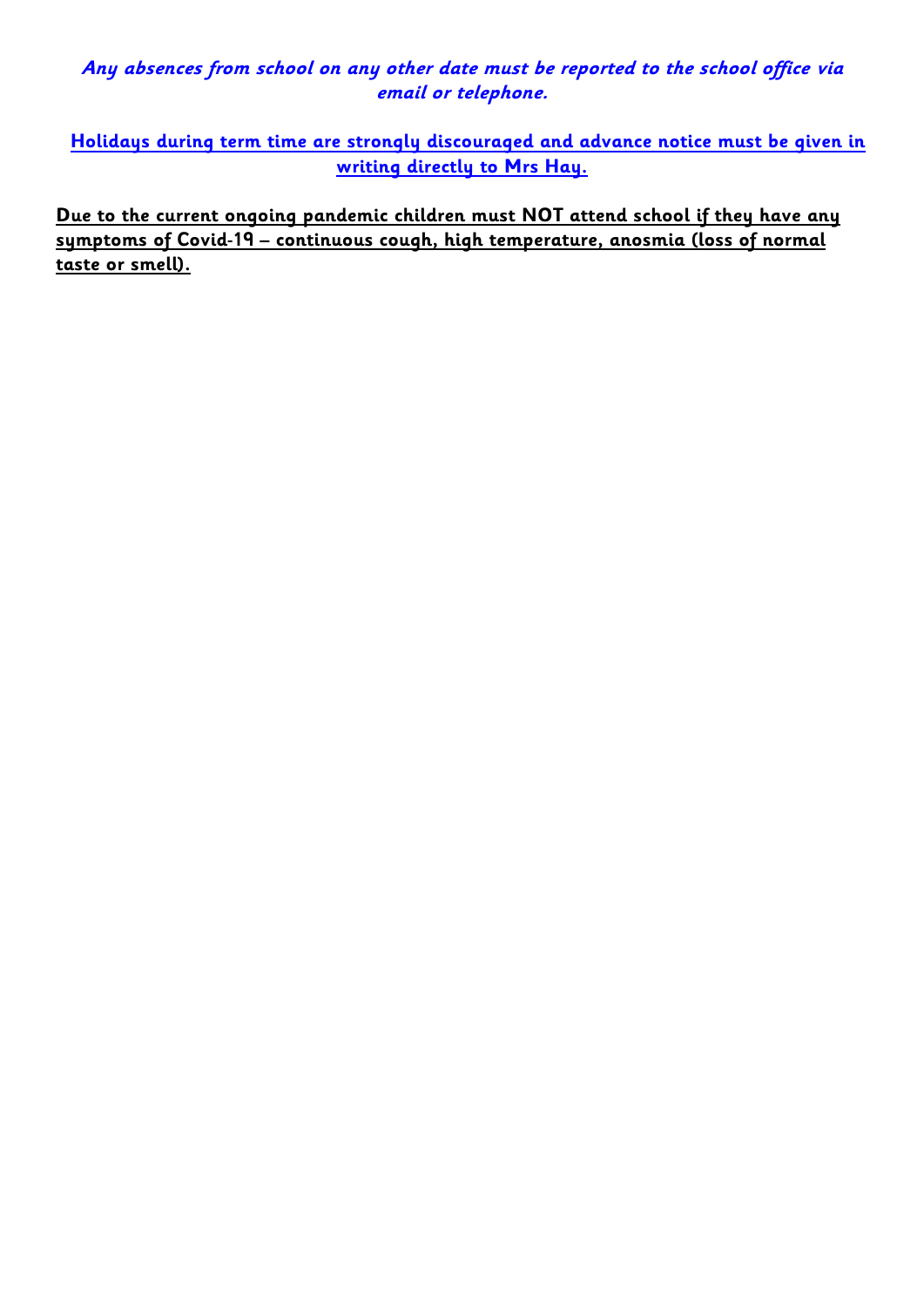***Any absences from school on any other date must be reported to the school office via email or telephone.***

**Holidays during term time are strongly discouraged and advance notice must be given in writing directly to Mrs Hay.**

**Due to the current ongoing pandemic children must NOT attend school if they have any symptoms of Covid-19 – continuous cough, high temperature, anosmia (loss of normal taste or smell).**